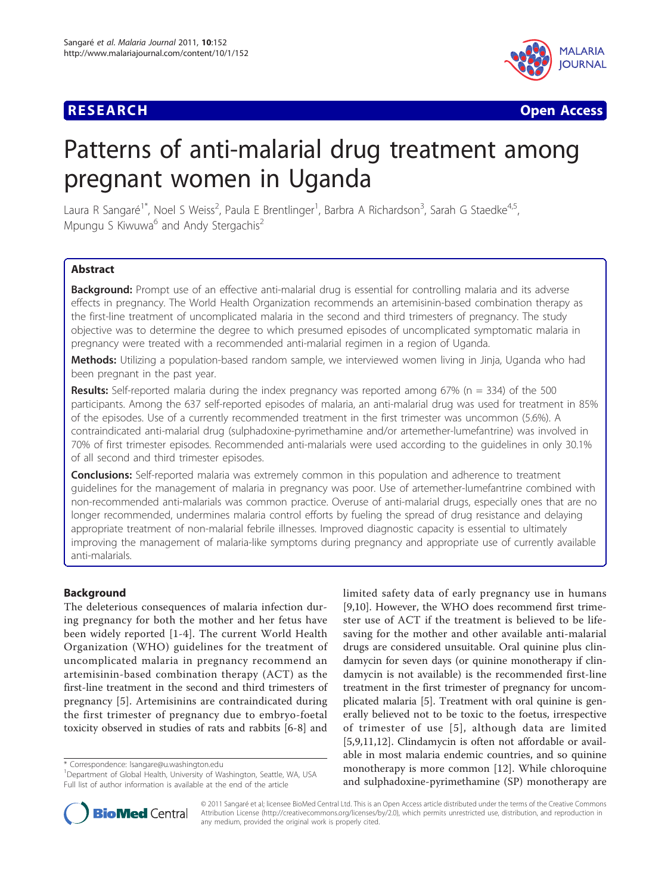RESEARCH

Open Access

# Patterns of anti-malarial drug treatment among pregnant women in Uganda

Laura R Sangaré[1*], Noel S Weiss[2], Paula E Brentlinger[1], Barbra A Richardson[3], Sarah G Staedke[4,5], Mpungu S Kiwuwa[6] and Andy Stergachis[2]

## Abstract

**Background:** Prompt use of an effective anti-malarial drug is essential for controlling malaria and its adverse effects in pregnancy. The World Health Organization recommends an artemisinin-based combination therapy as the first-line treatment of uncomplicated malaria in the second and third trimesters of pregnancy. The study objective was to determine the degree to which presumed episodes of uncomplicated symptomatic malaria in pregnancy were treated with a recommended anti-malarial regimen in a region of Uganda.

**Methods:** Utilizing a population-based random sample, we interviewed women living in Jinja, Uganda who had been pregnant in the past year.

**Results:** Self-reported malaria during the index pregnancy was reported among 67% (n = 334) of the 500 participants. Among the 637 self-reported episodes of malaria, an anti-malarial drug was used for treatment in 85% of the episodes. Use of a currently recommended treatment in the first trimester was uncommon (5.6%). A contraindicated anti-malarial drug (sulphadoxine-pyrimethamine and/or artemether-lumefantrine) was involved in 70% of first trimester episodes. Recommended anti-malarials were used according to the guidelines in only 30.1% of all second and third trimester episodes.

**Conclusions:** Self-reported malaria was extremely common in this population and adherence to treatment guidelines for the management of malaria in pregnancy was poor. Use of artemether-lumefantrine combined with non-recommended anti-malarials was common practice. Overuse of anti-malarial drugs, especially ones that are no longer recommended, undermines malaria control efforts by fueling the spread of drug resistance and delaying appropriate treatment of non-malarial febrile illnesses. Improved diagnostic capacity is essential to ultimately improving the management of malaria-like symptoms during pregnancy and appropriate use of currently available anti-malarials.

## Background

The deleterious consequences of malaria infection during pregnancy for both the mother and her fetus have been widely reported [1-4]. The current World Health Organization (WHO) guidelines for the treatment of uncomplicated malaria in pregnancy recommend an artemisinin-based combination therapy (ACT) as the first-line treatment in the second and third trimesters of pregnancy [5]. Artemisinins are contraindicated during the first trimester of pregnancy due to embryo-foetal toxicity observed in studies of rats and rabbits [6-8] and limited safety data of early pregnancy use in humans [9,10]. However, the WHO does recommend first trimester use of ACT if the treatment is believed to be life-saving for the mother and other available anti-malarial drugs are considered unsuitable. Oral quinine plus clindamycin for seven days (or quinine monotherapy if clindamycin is not available) is the recommended first-line treatment in the first trimester of pregnancy for uncomplicated malaria [5]. Treatment with oral quinine is generally believed not to be toxic to the foetus, irrespective of trimester of use [5], although data are limited [5,9,11,12]. Clindamycin is often not affordable or available in most malaria endemic countries, and so quinine monotherapy is more common [12]. While chloroquine and sulphadoxine-pyrimethamine (SP) monotherapy are

* Correspondence: lsangare@u.washington.edu
[1]Department of Global Health, University of Washington, Seattle, WA, USA
Full list of author information is available at the end of the article

© 2011 Sangaré et al; licensee BioMed Central Ltd. This is an Open Access article distributed under the terms of the Creative Commons Attribution License (http://creativecommons.org/licenses/by/2.0), which permits unrestricted use, distribution, and reproduction in any medium, provided the original work is properly cited.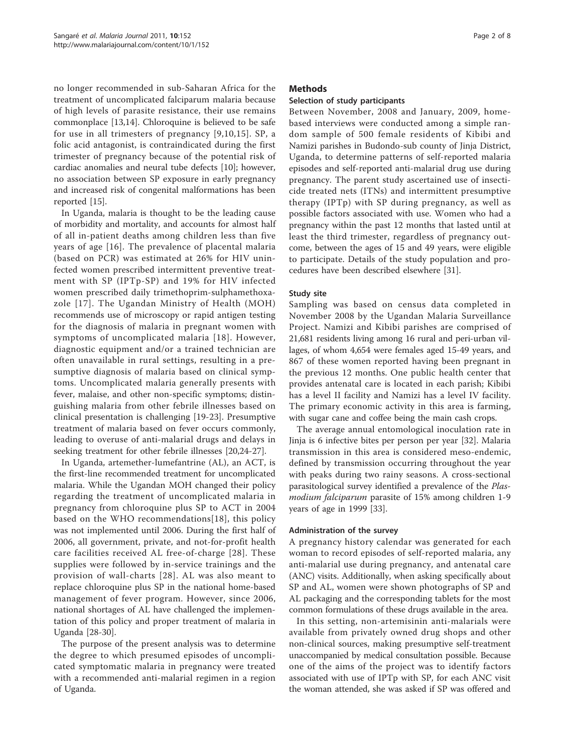no longer recommended in sub-Saharan Africa for the treatment of uncomplicated falciparum malaria because of high levels of parasite resistance, their use remains commonplace [13,14]. Chloroquine is believed to be safe for use in all trimesters of pregnancy [9,10,15]. SP, a folic acid antagonist, is contraindicated during the first trimester of pregnancy because of the potential risk of cardiac anomalies and neural tube defects [10]; however, no association between SP exposure in early pregnancy and increased risk of congenital malformations has been reported [15].

In Uganda, malaria is thought to be the leading cause of morbidity and mortality, and accounts for almost half of all in-patient deaths among children less than five years of age [16]. The prevalence of placental malaria (based on PCR) was estimated at 26% for HIV uninfected women prescribed intermittent preventive treatment with SP (IPTp-SP) and 19% for HIV infected women prescribed daily trimethoprim-sulphamethoxazole [17]. The Ugandan Ministry of Health (MOH) recommends use of microscopy or rapid antigen testing for the diagnosis of malaria in pregnant women with symptoms of uncomplicated malaria [18]. However, diagnostic equipment and/or a trained technician are often unavailable in rural settings, resulting in a presumptive diagnosis of malaria based on clinical symptoms. Uncomplicated malaria generally presents with fever, malaise, and other non-specific symptoms; distinguishing malaria from other febrile illnesses based on clinical presentation is challenging [19-23]. Presumptive treatment of malaria based on fever occurs commonly, leading to overuse of anti-malarial drugs and delays in seeking treatment for other febrile illnesses [20,24-27].

In Uganda, artemether-lumefantrine (AL), an ACT, is the first-line recommended treatment for uncomplicated malaria. While the Ugandan MOH changed their policy regarding the treatment of uncomplicated malaria in pregnancy from chloroquine plus SP to ACT in 2004 based on the WHO recommendations[18], this policy was not implemented until 2006. During the first half of 2006, all government, private, and not-for-profit health care facilities received AL free-of-charge [28]. These supplies were followed by in-service trainings and the provision of wall-charts [28]. AL was also meant to replace chloroquine plus SP in the national home-based management of fever program. However, since 2006, national shortages of AL have challenged the implementation of this policy and proper treatment of malaria in Uganda [28-30].

The purpose of the present analysis was to determine the degree to which presumed episodes of uncomplicated symptomatic malaria in pregnancy were treated with a recommended anti-malarial regimen in a region of Uganda.

## Methods

### Selection of study participants

Between November, 2008 and January, 2009, home-based interviews were conducted among a simple random sample of 500 female residents of Kibibi and Namizi parishes in Budondo-sub county of Jinja District, Uganda, to determine patterns of self-reported malaria episodes and self-reported anti-malarial drug use during pregnancy. The parent study ascertained use of insecticide treated nets (ITNs) and intermittent presumptive therapy (IPTp) with SP during pregnancy, as well as possible factors associated with use. Women who had a pregnancy within the past 12 months that lasted until at least the third trimester, regardless of pregnancy outcome, between the ages of 15 and 49 years, were eligible to participate. Details of the study population and procedures have been described elsewhere [31].

### Study site

Sampling was based on census data completed in November 2008 by the Ugandan Malaria Surveillance Project. Namizi and Kibibi parishes are comprised of 21,681 residents living among 16 rural and peri-urban villages, of whom 4,654 were females aged 15-49 years, and 867 of these women reported having been pregnant in the previous 12 months. One public health center that provides antenatal care is located in each parish; Kibibi has a level II facility and Namizi has a level IV facility. The primary economic activity in this area is farming, with sugar cane and coffee being the main cash crops.

The average annual entomological inoculation rate in Jinja is 6 infective bites per person per year [32]. Malaria transmission in this area is considered meso-endemic, defined by transmission occurring throughout the year with peaks during two rainy seasons. A cross-sectional parasitological survey identified a prevalence of the *Plasmodium falciparum* parasite of 15% among children 1-9 years of age in 1999 [33].

### Administration of the survey

A pregnancy history calendar was generated for each woman to record episodes of self-reported malaria, any anti-malarial use during pregnancy, and antenatal care (ANC) visits. Additionally, when asking specifically about SP and AL, women were shown photographs of SP and AL packaging and the corresponding tablets for the most common formulations of these drugs available in the area.

In this setting, non-artemisinin anti-malarials were available from privately owned drug shops and other non-clinical sources, making presumptive self-treatment unaccompanied by medical consultation possible. Because one of the aims of the project was to identify factors associated with use of IPTp with SP, for each ANC visit the woman attended, she was asked if SP was offered and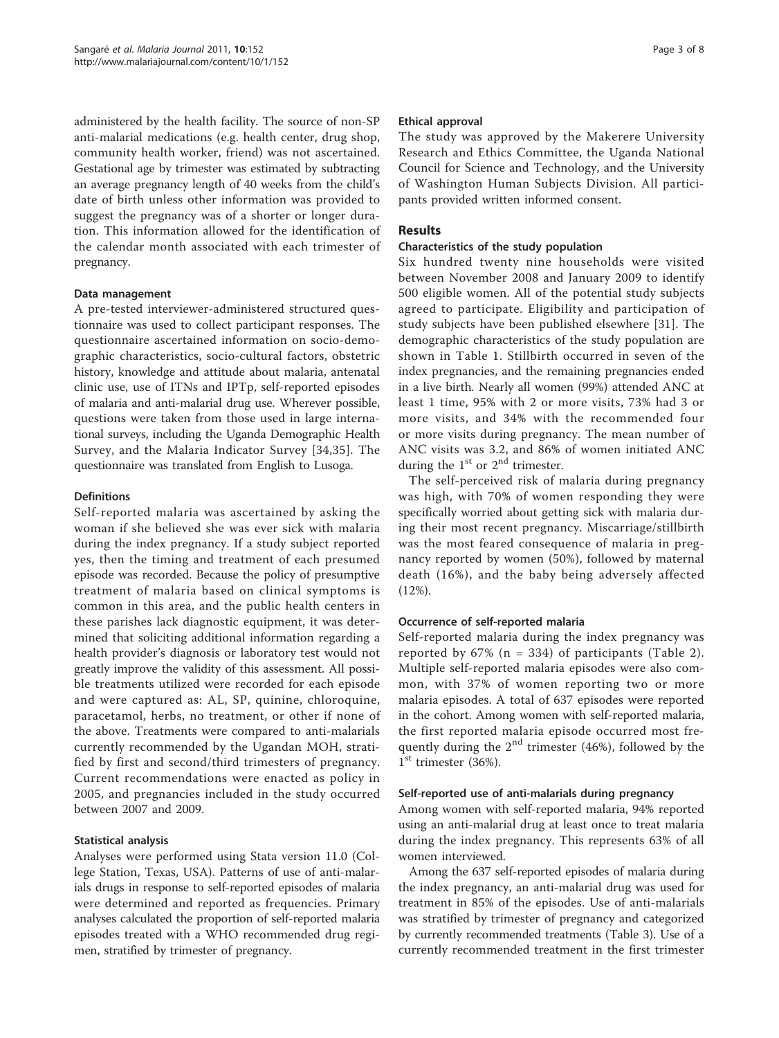administered by the health facility. The source of non-SP anti-malarial medications (e.g. health center, drug shop, community health worker, friend) was not ascertained. Gestational age by trimester was estimated by subtracting an average pregnancy length of 40 weeks from the child's date of birth unless other information was provided to suggest the pregnancy was of a shorter or longer duration. This information allowed for the identification of the calendar month associated with each trimester of pregnancy.

### Data management

A pre-tested interviewer-administered structured questionnaire was used to collect participant responses. The questionnaire ascertained information on socio-demographic characteristics, socio-cultural factors, obstetric history, knowledge and attitude about malaria, antenatal clinic use, use of ITNs and IPTp, self-reported episodes of malaria and anti-malarial drug use. Wherever possible, questions were taken from those used in large international surveys, including the Uganda Demographic Health Survey, and the Malaria Indicator Survey [34,35]. The questionnaire was translated from English to Lusoga.

### Definitions

Self-reported malaria was ascertained by asking the woman if she believed she was ever sick with malaria during the index pregnancy. If a study subject reported yes, then the timing and treatment of each presumed episode was recorded. Because the policy of presumptive treatment of malaria based on clinical symptoms is common in this area, and the public health centers in these parishes lack diagnostic equipment, it was determined that soliciting additional information regarding a health provider's diagnosis or laboratory test would not greatly improve the validity of this assessment. All possible treatments utilized were recorded for each episode and were captured as: AL, SP, quinine, chloroquine, paracetamol, herbs, no treatment, or other if none of the above. Treatments were compared to anti-malarials currently recommended by the Ugandan MOH, stratified by first and second/third trimesters of pregnancy. Current recommendations were enacted as policy in 2005, and pregnancies included in the study occurred between 2007 and 2009.

### Statistical analysis

Analyses were performed using Stata version 11.0 (College Station, Texas, USA). Patterns of use of anti-malarials drugs in response to self-reported episodes of malaria were determined and reported as frequencies. Primary analyses calculated the proportion of self-reported malaria episodes treated with a WHO recommended drug regimen, stratified by trimester of pregnancy.

### Ethical approval

The study was approved by the Makerere University Research and Ethics Committee, the Uganda National Council for Science and Technology, and the University of Washington Human Subjects Division. All participants provided written informed consent.

## Results

### Characteristics of the study population

Six hundred twenty nine households were visited between November 2008 and January 2009 to identify 500 eligible women. All of the potential study subjects agreed to participate. Eligibility and participation of study subjects have been published elsewhere [31]. The demographic characteristics of the study population are shown in Table 1. Stillbirth occurred in seven of the index pregnancies, and the remaining pregnancies ended in a live birth. Nearly all women (99%) attended ANC at least 1 time, 95% with 2 or more visits, 73% had 3 or more visits, and 34% with the recommended four or more visits during pregnancy. The mean number of ANC visits was 3.2, and 86% of women initiated ANC during the 1st or 2nd trimester.

The self-perceived risk of malaria during pregnancy was high, with 70% of women responding they were specifically worried about getting sick with malaria during their most recent pregnancy. Miscarriage/stillbirth was the most feared consequence of malaria in pregnancy reported by women (50%), followed by maternal death (16%), and the baby being adversely affected (12%).

### Occurrence of self-reported malaria

Self-reported malaria during the index pregnancy was reported by 67% (n = 334) of participants (Table 2). Multiple self-reported malaria episodes were also common, with 37% of women reporting two or more malaria episodes. A total of 637 episodes were reported in the cohort. Among women with self-reported malaria, the first reported malaria episode occurred most frequently during the 2nd trimester (46%), followed by the 1st trimester (36%).

### Self-reported use of anti-malarials during pregnancy

Among women with self-reported malaria, 94% reported using an anti-malarial drug at least once to treat malaria during the index pregnancy. This represents 63% of all women interviewed.

Among the 637 self-reported episodes of malaria during the index pregnancy, an anti-malarial drug was used for treatment in 85% of the episodes. Use of anti-malarials was stratified by trimester of pregnancy and categorized by currently recommended treatments (Table 3). Use of a currently recommended treatment in the first trimester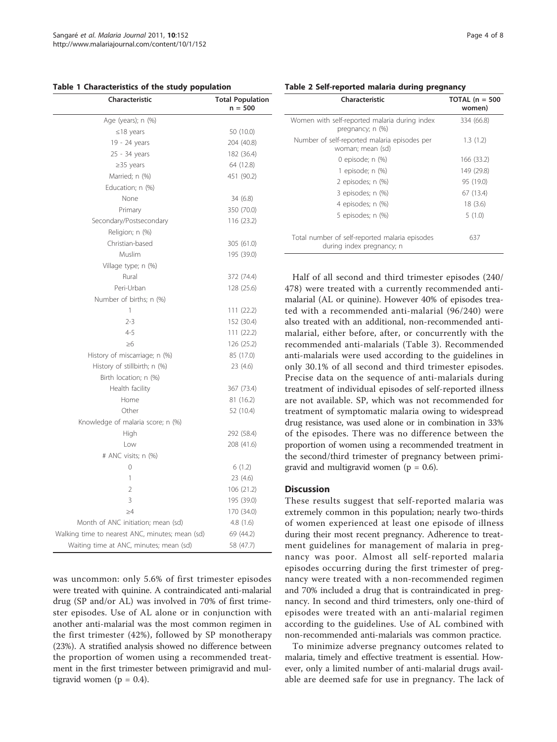**Table 1 Characteristics of the study population**

| Characteristic | Total Population n = 500 |
| --- | --- |
| Age (years); n (%) | |
| ≤18 years | 50 (10.0) |
| 19 - 24 years | 204 (40.8) |
| 25 - 34 years | 182 (36.4) |
| ≥35 years | 64 (12.8) |
| Married; n (%) | 451 (90.2) |
| Education; n (%) | |
| None | 34 (6.8) |
| Primary | 350 (70.0) |
| Secondary/Postsecondary | 116 (23.2) |
| Religion; n (%) | |
| Christian-based | 305 (61.0) |
| Muslim | 195 (39.0) |
| Village type; n (%) | |
| Rural | 372 (74.4) |
| Peri-Urban | 128 (25.6) |
| Number of births; n (%) | |
| 1 | 111 (22.2) |
| 2-3 | 152 (30.4) |
| 4-5 | 111 (22.2) |
| ≥6 | 126 (25.2) |
| History of miscarriage; n (%) | 85 (17.0) |
| History of stillbirth; n (%) | 23 (4.6) |
| Birth location; n (%) | |
| Health facility | 367 (73.4) |
| Home | 81 (16.2) |
| Other | 52 (10.4) |
| Knowledge of malaria score; n (%) | |
| High | 292 (58.4) |
| Low | 208 (41.6) |
| # ANC visits; n (%) | |
| 0 | 6 (1.2) |
| 1 | 23 (4.6) |
| 2 | 106 (21.2) |
| 3 | 195 (39.0) |
| ≥4 | 170 (34.0) |
| Month of ANC initiation; mean (sd) | 4.8 (1.6) |
| Walking time to nearest ANC, minutes; mean (sd) | 69 (44.2) |
| Waiting time at ANC, minutes; mean (sd) | 58 (47.7) |

was uncommon: only 5.6% of first trimester episodes were treated with quinine. A contraindicated anti-malarial drug (SP and/or AL) was involved in 70% of first trimester episodes. Use of AL alone or in conjunction with another anti-malarial was the most common regimen in the first trimester (42%), followed by SP monotherapy (23%). A stratified analysis showed no difference between the proportion of women using a recommended treatment in the first trimester between primigravid and multigravid women ($p = 0.4$).

**Table 2 Self-reported malaria during pregnancy**

| Characteristic | TOTAL (n = 500 women) |
| --- | --- |
| Women with self-reported malaria during index pregnancy; n (%) | 334 (66.8) |
| Number of self-reported malaria episodes per woman; mean (sd) | 1.3 (1.2) |
| 0 episode; n (%) | 166 (33.2) |
| 1 episode; n (%) | 149 (29.8) |
| 2 episodes; n (%) | 95 (19.0) |
| 3 episodes; n (%) | 67 (13.4) |
| 4 episodes; n (%) | 18 (3.6) |
| 5 episodes; n (%) | 5 (1.0) |
| Total number of self-reported malaria episodes during index pregnancy; n | 637 |

Half of all second and third trimester episodes (240/478) were treated with a currently recommended anti-malarial (AL or quinine). However 40% of episodes treated with a recommended anti-malarial (96/240) were also treated with an additional, non-recommended anti-malarial, either before, after, or concurrently with the recommended anti-malarials (Table 3). Recommended anti-malarials were used according to the guidelines in only 30.1% of all second and third trimester episodes. Precise data on the sequence of anti-malarials during treatment of individual episodes of self-reported illness are not available. SP, which was not recommended for treatment of symptomatic malaria owing to widespread drug resistance, was used alone or in combination in 33% of the episodes. There was no difference between the proportion of women using a recommended treatment in the second/third trimester of pregnancy between primigravid and multigravid women ($p = 0.6$).

## Discussion

These results suggest that self-reported malaria was extremely common in this population; nearly two-thirds of women experienced at least one episode of illness during their most recent pregnancy. Adherence to treatment guidelines for management of malaria in pregnancy was poor. Almost all self-reported malaria episodes occurring during the first trimester of pregnancy were treated with a non-recommended regimen and 70% included a drug that is contraindicated in pregnancy. In second and third trimesters, only one-third of episodes were treated with an anti-malarial regimen according to the guidelines. Use of AL combined with non-recommended anti-malarials was common practice.

To minimize adverse pregnancy outcomes related to malaria, timely and effective treatment is essential. However, only a limited number of anti-malarial drugs available are deemed safe for use in pregnancy. The lack of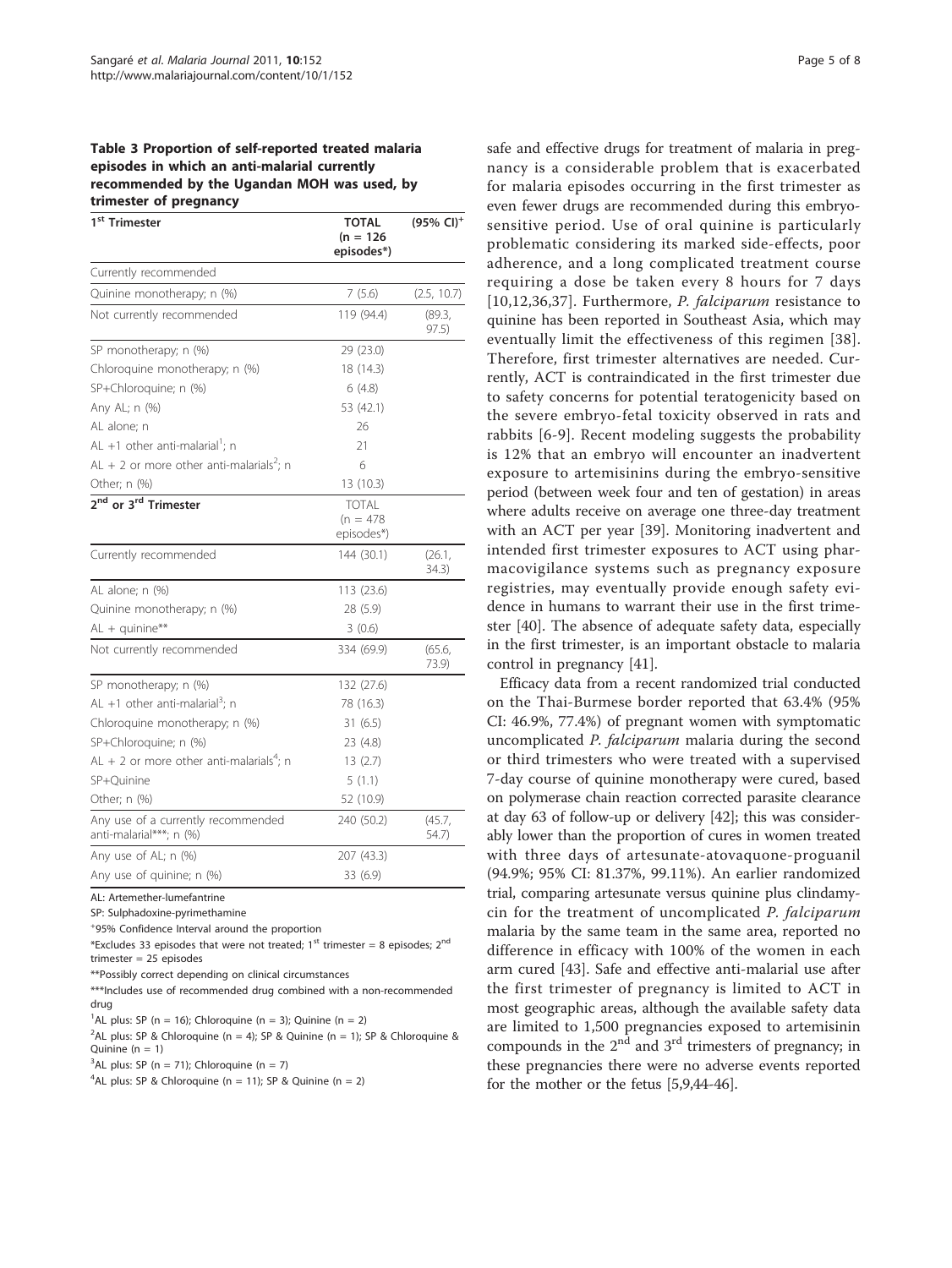**Table 3 Proportion of self-reported treated malaria episodes in which an anti-malarial currently recommended by the Ugandan MOH was used, by trimester of pregnancy**

| 1st Trimester | TOTAL (n = 126 episodes*) | (95% CI)+ |
|---|---|---|
| Currently recommended | | |
| Quinine monotherapy; n (%) | 7 (5.6) | (2.5, 10.7) |
| Not currently recommended | 119 (94.4) | (89.3, 97.5) |
| SP monotherapy; n (%) | 29 (23.0) | |
| Chloroquine monotherapy; n (%) | 18 (14.3) | |
| SP+Chloroquine; n (%) | 6 (4.8) | |
| Any AL; n (%) | 53 (42.1) | |
| AL alone; n | 26 | |
| AL +1 other anti-malarial[1]; n | 21 | |
| AL + 2 or more other anti-malarials[2]; n | 6 | |
| Other; n (%) | 13 (10.3) | |
| **2nd or 3rd Trimester** | TOTAL (n = 478 episodes*) | |
| Currently recommended | 144 (30.1) | (26.1, 34.3) |
| AL alone; n (%) | 113 (23.6) | |
| Quinine monotherapy; n (%) | 28 (5.9) | |
| AL + quinine** | 3 (0.6) | |
| Not currently recommended | 334 (69.9) | (65.6, 73.9) |
| SP monotherapy; n (%) | 132 (27.6) | |
| AL +1 other anti-malarial[3]; n | 78 (16.3) | |
| Chloroquine monotherapy; n (%) | 31 (6.5) | |
| SP+Chloroquine; n (%) | 23 (4.8) | |
| AL + 2 or more other anti-malarials[4]; n | 13 (2.7) | |
| SP+Quinine | 5 (1.1) | |
| Other; n (%) | 52 (10.9) | |
| Any use of a currently recommended anti-malarial***; n (%) | 240 (50.2) | (45.7, 54.7) |
| Any use of AL; n (%) | 207 (43.3) | |
| Any use of quinine; n (%) | 33 (6.9) | |

AL: Artemether-lumefantrine

SP: Sulphadoxine-pyrimethamine

+95% Confidence Interval around the proportion

*Excludes 33 episodes that were not treated; 1st trimester = 8 episodes; 2nd trimester = 25 episodes

**Possibly correct depending on clinical circumstances

***Includes use of recommended drug combined with a non-recommended drug

[1]AL plus: SP (n = 16); Chloroquine (n = 3); Quinine (n = 2)

[2]AL plus: SP & Chloroquine (n = 4); SP & Quinine (n = 1); SP & Chloroquine & Quinine (n = 1)

[3]AL plus: SP (n = 71); Chloroquine (n = 7)

[4]AL plus: SP & Chloroquine (n = 11); SP & Quinine (n = 2)

safe and effective drugs for treatment of malaria in pregnancy is a considerable problem that is exacerbated for malaria episodes occurring in the first trimester as even fewer drugs are recommended during this embryo-sensitive period. Use of oral quinine is particularly problematic considering its marked side-effects, poor adherence, and a long complicated treatment course requiring a dose be taken every 8 hours for 7 days [10,12,36,37]. Furthermore, *P. falciparum* resistance to quinine has been reported in Southeast Asia, which may eventually limit the effectiveness of this regimen [38]. Therefore, first trimester alternatives are needed. Currently, ACT is contraindicated in the first trimester due to safety concerns for potential teratogenicity based on the severe embryo-fetal toxicity observed in rats and rabbits [6-9]. Recent modeling suggests the probability is 12% that an embryo will encounter an inadvertent exposure to artemisinins during the embryo-sensitive period (between week four and ten of gestation) in areas where adults receive on average one three-day treatment with an ACT per year [39]. Monitoring inadvertent and intended first trimester exposures to ACT using pharmacovigilance systems such as pregnancy exposure registries, may eventually provide enough safety evidence in humans to warrant their use in the first trimester [40]. The absence of adequate safety data, especially in the first trimester, is an important obstacle to malaria control in pregnancy [41].

Efficacy data from a recent randomized trial conducted on the Thai-Burmese border reported that 63.4% (95% CI: 46.9%, 77.4%) of pregnant women with symptomatic uncomplicated *P. falciparum* malaria during the second or third trimesters who were treated with a supervised 7-day course of quinine monotherapy were cured, based on polymerase chain reaction corrected parasite clearance at day 63 of follow-up or delivery [42]; this was considerably lower than the proportion of cures in women treated with three days of artesunate-atovaquone-proguanil (94.9%; 95% CI: 81.37%, 99.11%). An earlier randomized trial, comparing artesunate versus quinine plus clindamycin for the treatment of uncomplicated *P. falciparum* malaria by the same team in the same area, reported no difference in efficacy with 100% of the women in each arm cured [43]. Safe and effective anti-malarial use after the first trimester of pregnancy is limited to ACT in most geographic areas, although the available safety data are limited to 1,500 pregnancies exposed to artemisinin compounds in the 2nd and 3rd trimesters of pregnancy; in these pregnancies there were no adverse events reported for the mother or the fetus [5,9,44-46].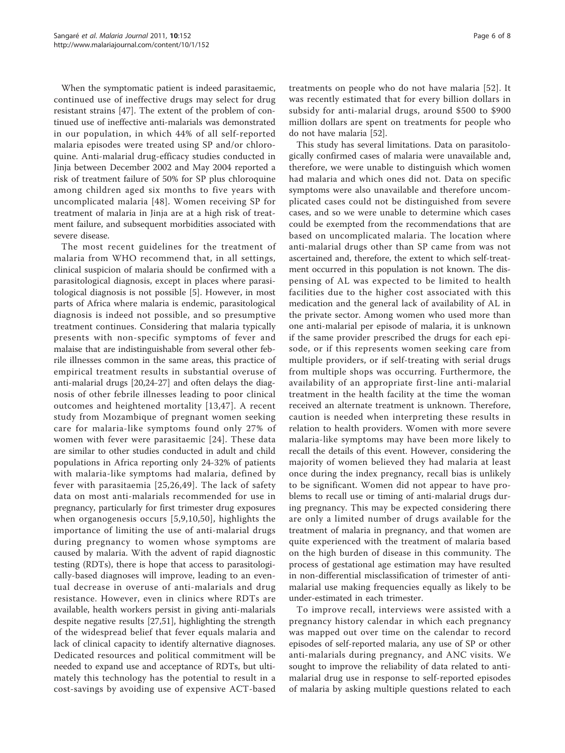When the symptomatic patient is indeed parasitaemic, continued use of ineffective drugs may select for drug resistant strains [47]. The extent of the problem of continued use of ineffective anti-malarials was demonstrated in our population, in which 44% of all self-reported malaria episodes were treated using SP and/or chloroquine. Anti-malarial drug-efficacy studies conducted in Jinja between December 2002 and May 2004 reported a risk of treatment failure of 50% for SP plus chloroquine among children aged six months to five years with uncomplicated malaria [48]. Women receiving SP for treatment of malaria in Jinja are at a high risk of treatment failure, and subsequent morbidities associated with severe disease.

The most recent guidelines for the treatment of malaria from WHO recommend that, in all settings, clinical suspicion of malaria should be confirmed with a parasitological diagnosis, except in places where parasitological diagnosis is not possible [5]. However, in most parts of Africa where malaria is endemic, parasitological diagnosis is indeed not possible, and so presumptive treatment continues. Considering that malaria typically presents with non-specific symptoms of fever and malaise that are indistinguishable from several other febrile illnesses common in the same areas, this practice of empirical treatment results in substantial overuse of anti-malarial drugs [20,24-27] and often delays the diagnosis of other febrile illnesses leading to poor clinical outcomes and heightened mortality [13,47]. A recent study from Mozambique of pregnant women seeking care for malaria-like symptoms found only 27% of women with fever were parasitaemic [24]. These data are similar to other studies conducted in adult and child populations in Africa reporting only 24-32% of patients with malaria-like symptoms had malaria, defined by fever with parasitaemia [25,26,49]. The lack of safety data on most anti-malarials recommended for use in pregnancy, particularly for first trimester drug exposures when organogenesis occurs [5,9,10,50], highlights the importance of limiting the use of anti-malarial drugs during pregnancy to women whose symptoms are caused by malaria. With the advent of rapid diagnostic testing (RDTs), there is hope that access to parasitologically-based diagnoses will improve, leading to an eventual decrease in overuse of anti-malarials and drug resistance. However, even in clinics where RDTs are available, health workers persist in giving anti-malarials despite negative results [27,51], highlighting the strength of the widespread belief that fever equals malaria and lack of clinical capacity to identify alternative diagnoses. Dedicated resources and political commitment will be needed to expand use and acceptance of RDTs, but ultimately this technology has the potential to result in a cost-savings by avoiding use of expensive ACT-based treatments on people who do not have malaria [52]. It was recently estimated that for every billion dollars in subsidy for anti-malarial drugs, around \$500 to \$900 million dollars are spent on treatments for people who do not have malaria [52].

This study has several limitations. Data on parasitologically confirmed cases of malaria were unavailable and, therefore, we were unable to distinguish which women had malaria and which ones did not. Data on specific symptoms were also unavailable and therefore uncomplicated cases could not be distinguished from severe cases, and so we were unable to determine which cases could be exempted from the recommendations that are based on uncomplicated malaria. The location where anti-malarial drugs other than SP came from was not ascertained and, therefore, the extent to which self-treatment occurred in this population is not known. The dispensing of AL was expected to be limited to health facilities due to the higher cost associated with this medication and the general lack of availability of AL in the private sector. Among women who used more than one anti-malarial per episode of malaria, it is unknown if the same provider prescribed the drugs for each episode, or if this represents women seeking care from multiple providers, or if self-treating with serial drugs from multiple shops was occurring. Furthermore, the availability of an appropriate first-line anti-malarial treatment in the health facility at the time the woman received an alternate treatment is unknown. Therefore, caution is needed when interpreting these results in relation to health providers. Women with more severe malaria-like symptoms may have been more likely to recall the details of this event. However, considering the majority of women believed they had malaria at least once during the index pregnancy, recall bias is unlikely to be significant. Women did not appear to have problems to recall use or timing of anti-malarial drugs during pregnancy. This may be expected considering there are only a limited number of drugs available for the treatment of malaria in pregnancy, and that women are quite experienced with the treatment of malaria based on the high burden of disease in this community. The process of gestational age estimation may have resulted in non-differential misclassification of trimester of anti-malarial use making frequencies equally as likely to be under-estimated in each trimester.

To improve recall, interviews were assisted with a pregnancy history calendar in which each pregnancy was mapped out over time on the calendar to record episodes of self-reported malaria, any use of SP or other anti-malarials during pregnancy, and ANC visits. We sought to improve the reliability of data related to anti-malarial drug use in response to self-reported episodes of malaria by asking multiple questions related to each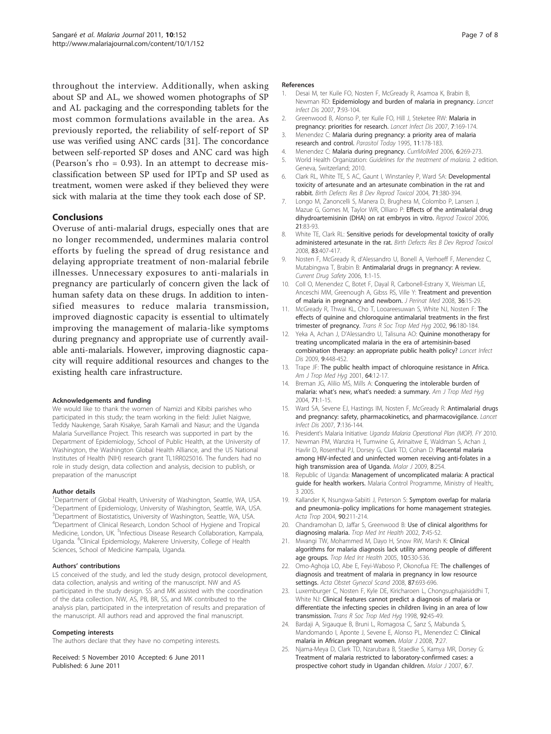throughout the interview. Additionally, when asking about SP and AL, we showed women photographs of SP and AL packaging and the corresponding tablets for the most common formulations available in the area. As previously reported, the reliability of self-report of SP use was verified using ANC cards [31]. The concordance between self-reported SP doses and ANC card was high (Pearson's rho = 0.93). In an attempt to decrease misclassification between SP used for IPTp and SP used as treatment, women were asked if they believed they were sick with malaria at the time they took each dose of SP.

## Conclusions

Overuse of anti-malarial drugs, especially ones that are no longer recommended, undermines malaria control efforts by fueling the spread of drug resistance and delaying appropriate treatment of non-malarial febrile illnesses. Unnecessary exposures to anti-malarials in pregnancy are particularly of concern given the lack of human safety data on these drugs. In addition to intensified measures to reduce malaria transmission, improved diagnostic capacity is essential to ultimately improving the management of malaria-like symptoms during pregnancy and appropriate use of currently available anti-malarials. However, improving diagnostic capacity will require additional resources and changes to the existing health care infrastructure.

#### Acknowledgements and funding

We would like to thank the women of Namizi and Kibibi parishes who participated in this study; the team working in the field: Juliet Naigwe, Teddy Naukenge, Sarah Kisakye, Sarah Kamali and Nasur; and the Uganda Malaria Surveillance Project. This research was supported in part by the Department of Epidemiology, School of Public Health, at the University of Washington, the Washington Global Health Alliance, and the US National Institutes of Health (NIH) research grant TL1RR025016. The funders had no role in study design, data collection and analysis, decision to publish, or preparation of the manuscript

#### Author details

[1]Department of Global Health, University of Washington, Seattle, WA, USA. [2]Department of Epidemiology, University of Washington, Seattle, WA, USA. [3]Department of Biostatistics, University of Washington, Seattle, WA, USA. [4]Department of Clinical Research, London School of Hygiene and Tropical Medicine, London, UK. [5]Infectious Disease Research Collaboration, Kampala, Uganda. [6]Clinical Epidemiology, Makerere University, College of Health Sciences, School of Medicine Kampala, Uganda.

#### Authors' contributions

LS conceived of the study, and led the study design, protocol development, data collection, analysis and writing of the manuscript. NW and AS participated in the study design. SS and MK assisted with the coordination of the data collection. NW, AS, PB, BR, SS, and MK contributed to the analysis plan, participated in the interpretation of results and preparation of the manuscript. All authors read and approved the final manuscript.

#### Competing interests

The authors declare that they have no competing interests.

Received: 5 November 2010 Accepted: 6 June 2011
Published: 6 June 2011

#### References

1. Desai M, ter Kuile FO, Nosten F, McGready R, Asamoa K, Brabin B, Newman RD: **Epidemiology and burden of malaria in pregnancy.** *Lancet Infect Dis* 2007, **7**:93-104.
2. Greenwood B, Alonso P, ter Kuile FO, Hill J, Steketee RW: **Malaria in pregnancy: priorities for research.** *Lancet Infect Dis* 2007, **7**:169-174.
3. Menendez C: **Malaria during pregnancy: a priority area of malaria research and control.** *Parasitol Today* 1995, **11**:178-183.
4. Menendez C: **Malaria during pregnancy.** *CurrMolMed* 2006, **6**:269-273.
5. World Health Organization: *Guidelines for the treatment of malaria.* 2 edition. Geneva, Switzerland; 2010.
6. Clark RL, White TE, S AC, Gaunt I, Winstanley P, Ward SA: **Developmental toxicity of artesunate and an artesunate combination in the rat and rabbit.** *Birth Defects Res B Dev Reprod Toxicol* 2004, **71**:380-394.
7. Longo M, Zanoncelli S, Manera D, Brughera M, Colombo P, Lansen J, Mazue G, Gomes M, Taylor WR, Olliaro P: **Effects of the antimalarial drug dihydroartemisinin (DHA) on rat embryos in vitro.** *Reprod Toxicol* 2006, **21**:83-93.
8. White TE, Clark RL: **Sensitive periods for developmental toxicity of orally administered artesunate in the rat.** *Birth Defects Res B Dev Reprod Toxicol* 2008, **83**:407-417.
9. Nosten F, McGready R, d'Alessandro U, Bonell A, Verhoeff F, Menendez C, Mutabingwa T, Brabin B: **Antimalarial drugs in pregnancy: A review.** *Current Drug Safety* 2006, **1**:1-15.
10. Coll O, Menendez C, Botet F, Dayal R, Carbonell-Estrany X, Weisman LE, Anceschi MM, Greenough A, Gibss RS, Ville Y: **Treatment and prevention of malaria in pregnancy and newborn.** *J Perinat Med* 2008, **36**:15-29.
11. McGready R, Thwai KL, Cho T, Looareesuwan S, White NJ, Nosten F: **The effects of quinine and chloroquine antimalarial treatments in the first trimester of pregnancy.** *Trans R Soc Trop Med Hyg* 2002, **96**:180-184.
12. Yeka A, Achan J, D'Alessandro U, Talisuna AO: **Quinine monotherapy for treating uncomplicated malaria in the era of artemisinin-based combination therapy: an appropriate public health policy?** *Lancet Infect Dis* 2009, **9**:448-452.
13. Trape JF: **The public health impact of chloroquine resistance in Africa.** *Am J Trop Med Hyg* 2001, **64**:12-17.
14. Breman JG, Alilio MS, Mills A: **Conquering the intolerable burden of malaria: what's new, what's needed: a summary.** *Am J Trop Med Hyg* 2004, **71**:1-15.
15. Ward SA, Sevene EJ, Hastings IM, Nosten F, McGready R: **Antimalarial drugs and pregnancy: safety, pharmacokinetics, and pharmacovigilance.** *Lancet Infect Dis* 2007, **7**:136-144.
16. President's Malaria Initiative: *Uganda Malaria Operational Plan (MOP).* FY 2010.
17. Newman PM, Wanzira H, Tumwine G, Arinaitwe E, Waldman S, Achan J, Havlir D, Rosenthal PJ, Dorsey G, Clark TD, Cohan D: **Placental malaria among HIV-infected and uninfected women receiving anti-folates in a high transmission area of Uganda.** *Malar J* 2009, **8**:254.
18. Republic of Uganda: **Management of uncomplicated malaria: A practical guide for health workers.** Malaria Control Programme, Ministry of Health;, 3 2005.
19. Kallander K, Nsungwa-Sabiiti J, Peterson S: **Symptom overlap for malaria and pneumonia–policy implications for home management strategies.** *Acta Trop* 2004, **90**:211-214.
20. Chandramohan D, Jaffar S, Greenwood B: **Use of clinical algorithms for diagnosing malaria.** *Trop Med Int Health* 2002, **7**:45-52.
21. Mwangi TW, Mohammed M, Dayo H, Snow RW, Marsh K: **Clinical algorithms for malaria diagnosis lack utility among people of different age groups.** *Trop Med Int Health* 2005, **10**:530-536.
22. Omo-Aghoja LO, Abe E, Feyi-Waboso P, Okonofua FE: **The challenges of diagnosis and treatment of malaria in pregnancy in low resource settings.** *Acta Obstet Gynecol Scand* 2008, **87**:693-696.
23. Luxemburger C, Nosten F, Kyle DE, Kiricharoen L, Chongsuphajaisiddhi T, White NJ: **Clinical features cannot predict a diagnosis of malaria or differentiate the infecting species in children living in an area of low transmission.** *Trans R Soc Trop Med Hyg* 1998, **92**:45-49.
24. Bardaji A, Sigauque B, Bruni L, Romagosa C, Sanz S, Mabunda S, Mandomando I, Aponte J, Sevene E, Alonso PL, Menendez C: **Clinical malaria in African pregnant women.** *Malar J* 2008, **7**:27.
25. Njama-Meya D, Clark TD, Nzarubara B, Staedke S, Kamya MR, Dorsey G: **Treatment of malaria restricted to laboratory-confirmed cases: a prospective cohort study in Ugandan children.** *Malar J* 2007, **6**:7.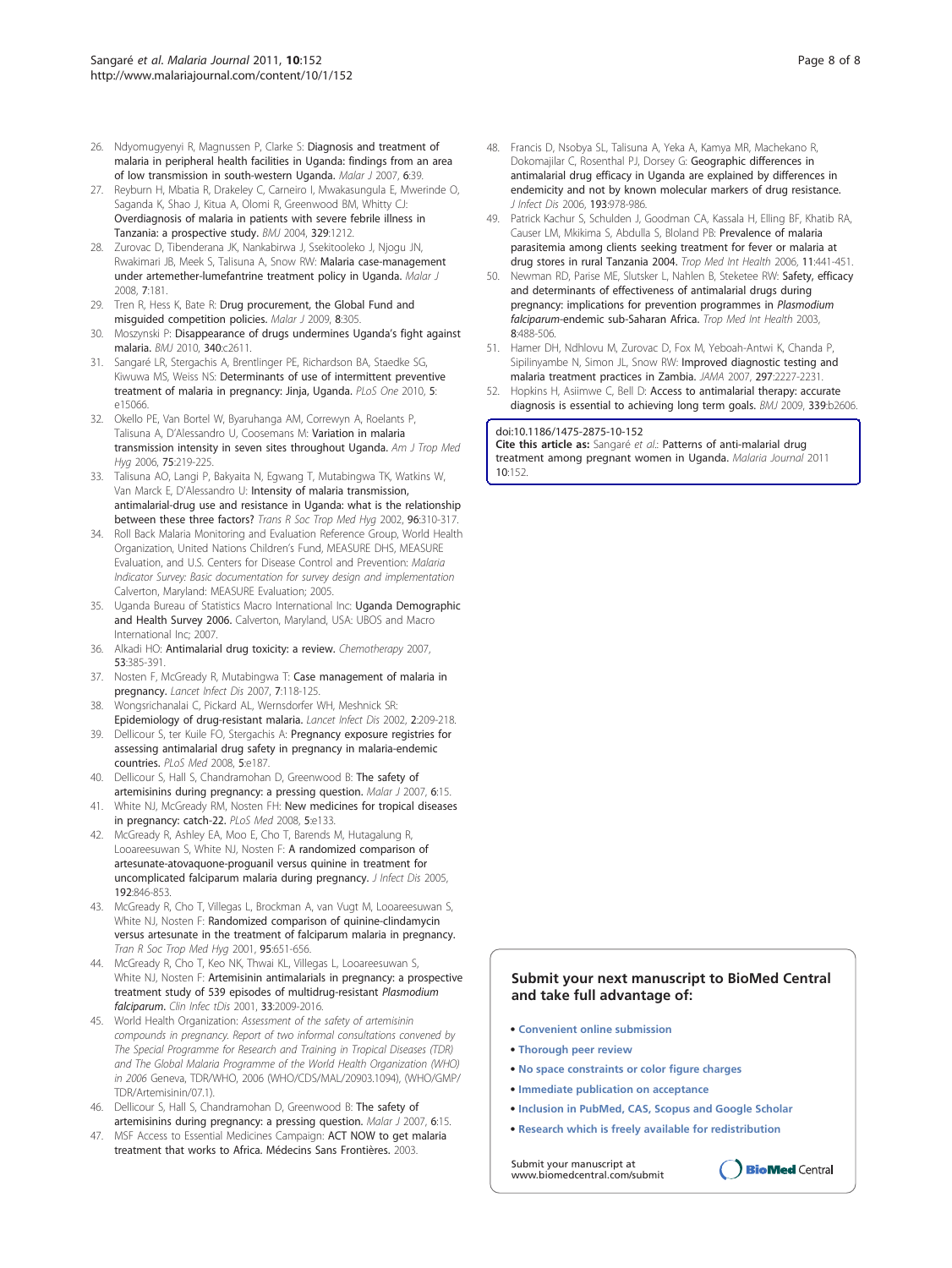26. Ndyomugyenyi R, Magnussen P, Clarke S: **Diagnosis and treatment of malaria in peripheral health facilities in Uganda: findings from an area of low transmission in south-western Uganda.** *Malar J* 2007, **6**:39.
27. Reyburn H, Mbatia R, Drakeley C, Carneiro I, Mwakasungula E, Mwerinde O, Saganda K, Shao J, Kitua A, Olomi R, Greenwood BM, Whitty CJ: **Overdiagnosis of malaria in patients with severe febrile illness in Tanzania: a prospective study.** *BMJ* 2004, **329**:1212.
28. Zurovac D, Tibenderana JK, Nankabirwa J, Ssekitooleko J, Njogu JN, Rwakimari JB, Meek S, Talisuna A, Snow RW: **Malaria case-management under artemether-lumefantrine treatment policy in Uganda.** *Malar J* 2008, **7**:181.
29. Tren R, Hess K, Bate R: **Drug procurement, the Global Fund and misguided competition policies.** *Malar J* 2009, **8**:305.
30. Moszynski P: **Disappearance of drugs undermines Uganda's fight against malaria.** *BMJ* 2010, **340**:c2611.
31. Sangaré LR, Stergachis A, Brentlinger PE, Richardson BA, Staedke SG, Kiwuwa MS, Weiss NS: **Determinants of use of intermittent preventive treatment of malaria in pregnancy: Jinja, Uganda.** *PLoS One* 2010, **5**:e15066.
32. Okello PE, Van Bortel W, Byaruhanga AM, Correwyn A, Roelants P, Talisuna A, D'Alessandro U, Coosemans M: **Variation in malaria transmission intensity in seven sites throughout Uganda.** *Am J Trop Med Hyg* 2006, **75**:219-225.
33. Talisuna AO, Langi P, Bakyaita N, Egwang T, Mutabingwa TK, Watkins W, Van Marck E, D'Alessandro U: **Intensity of malaria transmission, antimalarial-drug use and resistance in Uganda: what is the relationship between these three factors?** *Trans R Soc Trop Med Hyg* 2002, **96**:310-317.
34. Roll Back Malaria Monitoring and Evaluation Reference Group, World Health Organization, United Nations Children's Fund, MEASURE DHS, MEASURE Evaluation, and U.S. Centers for Disease Control and Prevention: *Malaria Indicator Survey: Basic documentation for survey design and implementation* Calverton, Maryland: MEASURE Evaluation; 2005.
35. Uganda Bureau of Statistics Macro International Inc: **Uganda Demographic and Health Survey 2006.** Calverton, Maryland, USA: UBOS and Macro International Inc; 2007.
36. Alkadi HO: **Antimalarial drug toxicity: a review.** *Chemotherapy* 2007, **53**:385-391.
37. Nosten F, McGready R, Mutabingwa T: **Case management of malaria in pregnancy.** *Lancet Infect Dis* 2007, **7**:118-125.
38. Wongsrichanalai C, Pickard AL, Wernsdorfer WH, Meshnick SR: **Epidemiology of drug-resistant malaria.** *Lancet Infect Dis* 2002, **2**:209-218.
39. Dellicour S, ter Kuile FO, Stergachis A: **Pregnancy exposure registries for assessing antimalarial drug safety in pregnancy in malaria-endemic countries.** *PLoS Med* 2008, **5**:e187.
40. Dellicour S, Hall S, Chandramohan D, Greenwood B: **The safety of artemisinins during pregnancy: a pressing question.** *Malar J* 2007, **6**:15.
41. White NJ, McGready RM, Nosten FH: **New medicines for tropical diseases in pregnancy: catch-22.** *PLoS Med* 2008, **5**:e133.
42. McGready R, Ashley EA, Moo E, Cho T, Barends M, Hutagalung R, Looareesuwan S, White NJ, Nosten F: **A randomized comparison of artesunate-atovaquone-proguanil versus quinine in treatment for uncomplicated falciparum malaria during pregnancy.** *J Infect Dis* 2005, **192**:846-853.
43. McGready R, Cho T, Villegas L, Brockman A, van Vugt M, Looareesuwan S, White NJ, Nosten F: **Randomized comparison of quinine-clindamycin versus artesunate in the treatment of falciparum malaria in pregnancy.** *Tran R Soc Trop Med Hyg* 2001, **95**:651-656.
44. McGready R, Cho T, Keo NK, Thwai KL, Villegas L, Looareesuwan S, White NJ, Nosten F: **Artemisinin antimalarials in pregnancy: a prospective treatment study of 539 episodes of multidrug-resistant *Plasmodium falciparum*.** *Clin Infec tDis* 2001, **33**:2009-2016.
45. World Health Organization: *Assessment of the safety of artemisinin compounds in pregnancy. Report of two informal consultations convened by The Special Programme for Research and Training in Tropical Diseases (TDR) and The Global Malaria Programme of the World Health Organization (WHO) in 2006* Geneva, TDR/WHO, 2006 (WHO/CDS/MAL/20903.1094), (WHO/GMP/TDR/Artemisinin/07.1).
46. Dellicour S, Hall S, Chandramohan D, Greenwood B: **The safety of artemisinins during pregnancy: a pressing question.** *Malar J* 2007, **6**:15.
47. MSF Access to Essential Medicines Campaign: **ACT NOW to get malaria treatment that works to Africa.** Médecins Sans Frontières. 2003.
48. Francis D, Nsobya SL, Talisuna A, Yeka A, Kamya MR, Machekano R, Dokomajilar C, Rosenthal PJ, Dorsey G: **Geographic differences in antimalarial drug efficacy in Uganda are explained by differences in endemicity and not by known molecular markers of drug resistance.** *J Infect Dis* 2006, **193**:978-986.
49. Patrick Kachur S, Schulden J, Goodman CA, Kassala H, Elling BF, Khatib RA, Causer LM, Mkikima S, Abdulla S, Bloland PB: **Prevalence of malaria parasitemia among clients seeking treatment for fever or malaria at drug stores in rural Tanzania 2004.** *Trop Med Int Health* 2006, **11**:441-451.
50. Newman RD, Parise ME, Slutsker L, Nahlen B, Steketee RW: **Safety, efficacy and determinants of effectiveness of antimalarial drugs during pregnancy: implications for prevention programmes in *Plasmodium falciparum*-endemic sub-Saharan Africa.** *Trop Med Int Health* 2003, **8**:488-506.
51. Hamer DH, Ndhlovu M, Zurovac D, Fox M, Yeboah-Antwi K, Chanda P, Sipilinyambe N, Simon JL, Snow RW: **Improved diagnostic testing and malaria treatment practices in Zambia.** *JAMA* 2007, **297**:2227-2231.
52. Hopkins H, Asiimwe C, Bell D: **Access to antimalarial therapy: accurate diagnosis is essential to achieving long term goals.** *BMJ* 2009, **339**:b2606.

doi:10.1186/1475-2875-10-152
**Cite this article as:** Sangaré *et al.*: Patterns of anti-malarial drug treatment among pregnant women in Uganda. *Malaria Journal* 2011 **10**:152.

**Submit your next manuscript to BioMed Central and take full advantage of:**

- **Convenient online submission**
- **Thorough peer review**
- **No space constraints or color figure charges**
- **Immediate publication on acceptance**
- **Inclusion in PubMed, CAS, Scopus and Google Scholar**
- **Research which is freely available for redistribution**

Submit your manuscript at www.biomedcentral.com/submit

BioMed Central